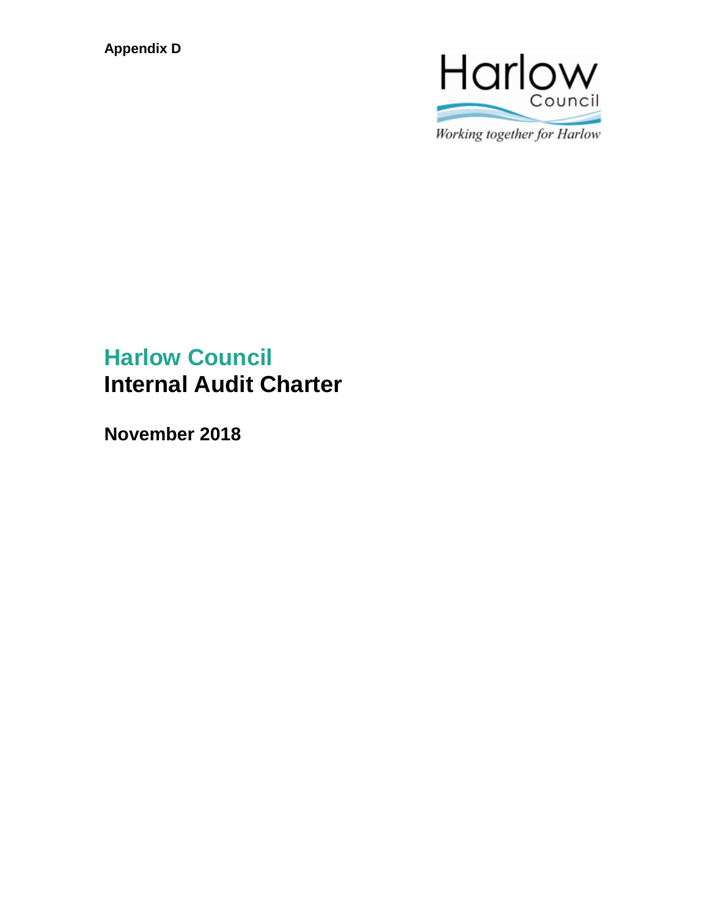**Appendix D**

Harlow Council

*Working together for Harlow*

# Harlow Council
# Internal Audit Charter

**November 2018**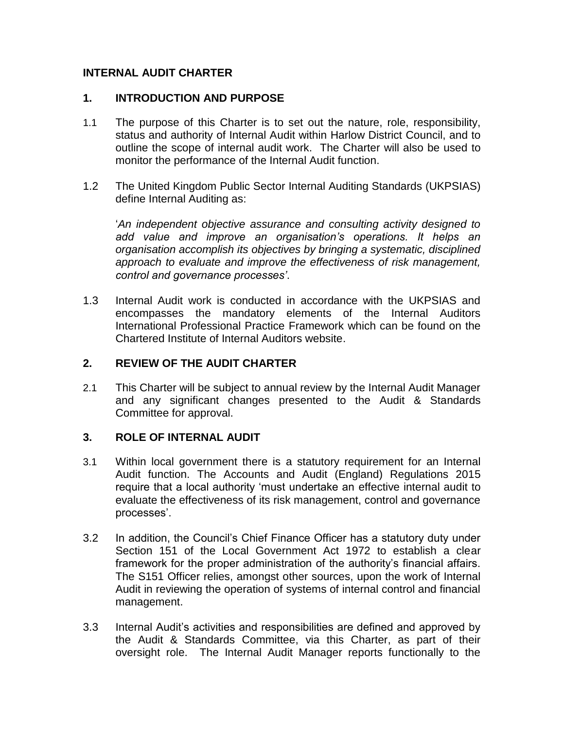## INTERNAL AUDIT CHARTER

### 1. INTRODUCTION AND PURPOSE

1.1 The purpose of this Charter is to set out the nature, role, responsibility, status and authority of Internal Audit within Harlow District Council, and to outline the scope of internal audit work. The Charter will also be used to monitor the performance of the Internal Audit function.

1.2 The United Kingdom Public Sector Internal Auditing Standards (UKPSIAS) define Internal Auditing as:

'*An independent objective assurance and consulting activity designed to add value and improve an organisation's operations. It helps an organisation accomplish its objectives by bringing a systematic, disciplined approach to evaluate and improve the effectiveness of risk management, control and governance processes'*.

1.3 Internal Audit work is conducted in accordance with the UKPSIAS and encompasses the mandatory elements of the Internal Auditors International Professional Practice Framework which can be found on the Chartered Institute of Internal Auditors website.

### 2. REVIEW OF THE AUDIT CHARTER

2.1 This Charter will be subject to annual review by the Internal Audit Manager and any significant changes presented to the Audit & Standards Committee for approval.

### 3. ROLE OF INTERNAL AUDIT

3.1 Within local government there is a statutory requirement for an Internal Audit function. The Accounts and Audit (England) Regulations 2015 require that a local authority 'must undertake an effective internal audit to evaluate the effectiveness of its risk management, control and governance processes'.

3.2 In addition, the Council's Chief Finance Officer has a statutory duty under Section 151 of the Local Government Act 1972 to establish a clear framework for the proper administration of the authority's financial affairs. The S151 Officer relies, amongst other sources, upon the work of Internal Audit in reviewing the operation of systems of internal control and financial management.

3.3 Internal Audit's activities and responsibilities are defined and approved by the Audit & Standards Committee, via this Charter, as part of their oversight role. The Internal Audit Manager reports functionally to the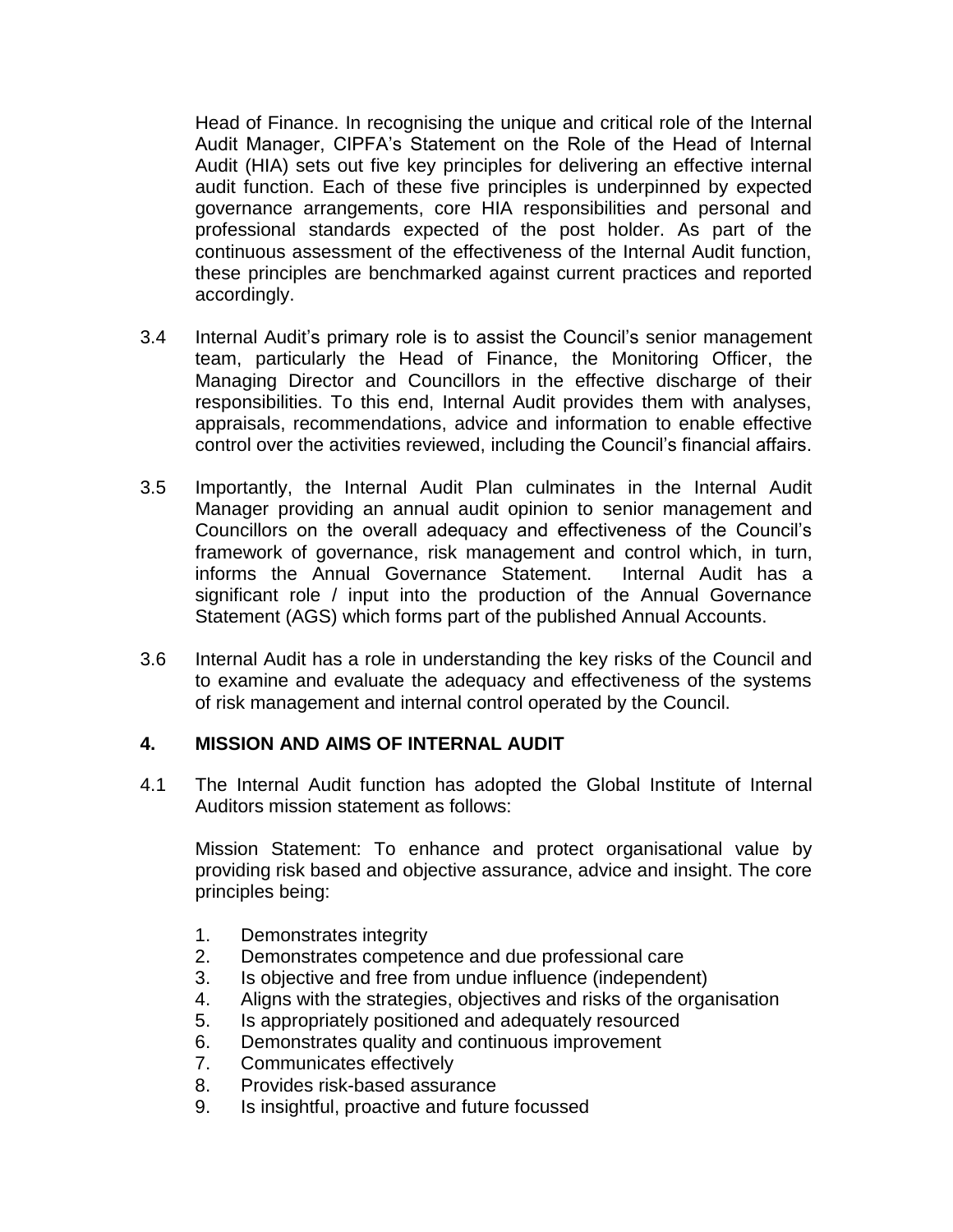Head of Finance. In recognising the unique and critical role of the Internal Audit Manager, CIPFA's Statement on the Role of the Head of Internal Audit (HIA) sets out five key principles for delivering an effective internal audit function. Each of these five principles is underpinned by expected governance arrangements, core HIA responsibilities and personal and professional standards expected of the post holder. As part of the continuous assessment of the effectiveness of the Internal Audit function, these principles are benchmarked against current practices and reported accordingly.

3.4 Internal Audit's primary role is to assist the Council's senior management team, particularly the Head of Finance, the Monitoring Officer, the Managing Director and Councillors in the effective discharge of their responsibilities. To this end, Internal Audit provides them with analyses, appraisals, recommendations, advice and information to enable effective control over the activities reviewed, including the Council's financial affairs.

3.5 Importantly, the Internal Audit Plan culminates in the Internal Audit Manager providing an annual audit opinion to senior management and Councillors on the overall adequacy and effectiveness of the Council's framework of governance, risk management and control which, in turn, informs the Annual Governance Statement. Internal Audit has a significant role / input into the production of the Annual Governance Statement (AGS) which forms part of the published Annual Accounts.

3.6 Internal Audit has a role in understanding the key risks of the Council and to examine and evaluate the adequacy and effectiveness of the systems of risk management and internal control operated by the Council.

## 4. MISSION AND AIMS OF INTERNAL AUDIT

4.1 The Internal Audit function has adopted the Global Institute of Internal Auditors mission statement as follows:

Mission Statement: To enhance and protect organisational value by providing risk based and objective assurance, advice and insight. The core principles being:

1. Demonstrates integrity
2. Demonstrates competence and due professional care
3. Is objective and free from undue influence (independent)
4. Aligns with the strategies, objectives and risks of the organisation
5. Is appropriately positioned and adequately resourced
6. Demonstrates quality and continuous improvement
7. Communicates effectively
8. Provides risk-based assurance
9. Is insightful, proactive and future focussed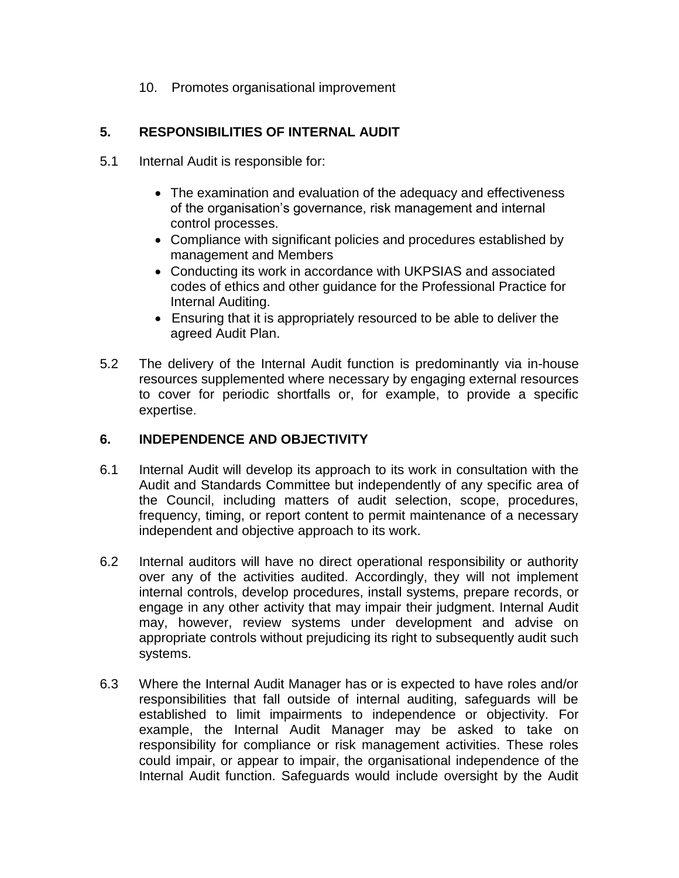10. Promotes organisational improvement

## 5. RESPONSIBILITIES OF INTERNAL AUDIT

5.1 Internal Audit is responsible for:

- The examination and evaluation of the adequacy and effectiveness of the organisation's governance, risk management and internal control processes.
- Compliance with significant policies and procedures established by management and Members
- Conducting its work in accordance with UKPSIAS and associated codes of ethics and other guidance for the Professional Practice for Internal Auditing.
- Ensuring that it is appropriately resourced to be able to deliver the agreed Audit Plan.

5.2 The delivery of the Internal Audit function is predominantly via in-house resources supplemented where necessary by engaging external resources to cover for periodic shortfalls or, for example, to provide a specific expertise.

## 6. INDEPENDENCE AND OBJECTIVITY

6.1 Internal Audit will develop its approach to its work in consultation with the Audit and Standards Committee but independently of any specific area of the Council, including matters of audit selection, scope, procedures, frequency, timing, or report content to permit maintenance of a necessary independent and objective approach to its work.

6.2 Internal auditors will have no direct operational responsibility or authority over any of the activities audited. Accordingly, they will not implement internal controls, develop procedures, install systems, prepare records, or engage in any other activity that may impair their judgment. Internal Audit may, however, review systems under development and advise on appropriate controls without prejudicing its right to subsequently audit such systems.

6.3 Where the Internal Audit Manager has or is expected to have roles and/or responsibilities that fall outside of internal auditing, safeguards will be established to limit impairments to independence or objectivity. For example, the Internal Audit Manager may be asked to take on responsibility for compliance or risk management activities. These roles could impair, or appear to impair, the organisational independence of the Internal Audit function. Safeguards would include oversight by the Audit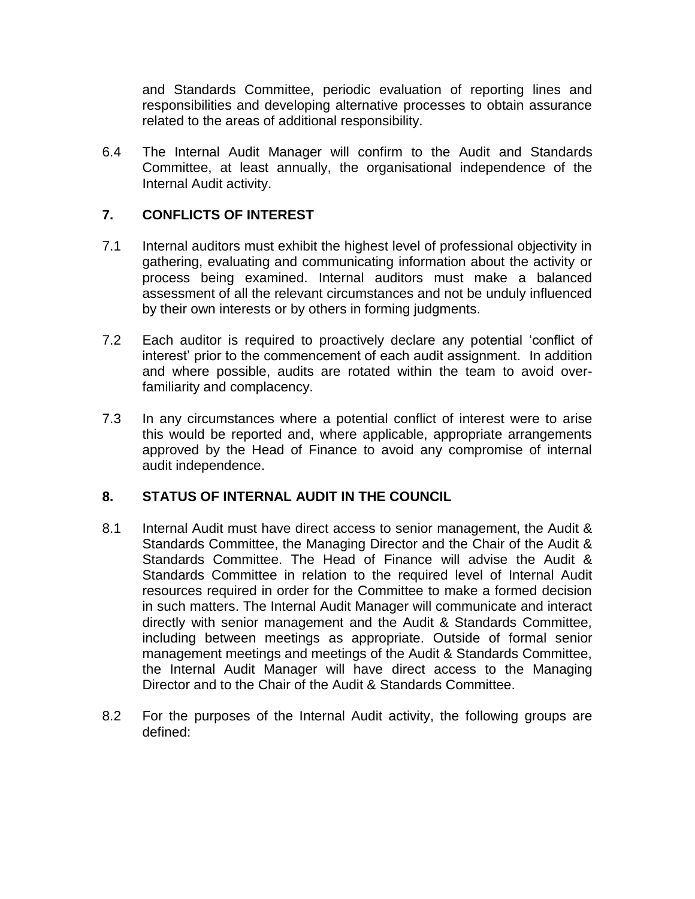and Standards Committee, periodic evaluation of reporting lines and responsibilities and developing alternative processes to obtain assurance related to the areas of additional responsibility.

6.4 The Internal Audit Manager will confirm to the Audit and Standards Committee, at least annually, the organisational independence of the Internal Audit activity.

## 7. CONFLICTS OF INTEREST

7.1 Internal auditors must exhibit the highest level of professional objectivity in gathering, evaluating and communicating information about the activity or process being examined. Internal auditors must make a balanced assessment of all the relevant circumstances and not be unduly influenced by their own interests or by others in forming judgments.

7.2 Each auditor is required to proactively declare any potential 'conflict of interest' prior to the commencement of each audit assignment. In addition and where possible, audits are rotated within the team to avoid over-familiarity and complacency.

7.3 In any circumstances where a potential conflict of interest were to arise this would be reported and, where applicable, appropriate arrangements approved by the Head of Finance to avoid any compromise of internal audit independence.

## 8. STATUS OF INTERNAL AUDIT IN THE COUNCIL

8.1 Internal Audit must have direct access to senior management, the Audit & Standards Committee, the Managing Director and the Chair of the Audit & Standards Committee. The Head of Finance will advise the Audit & Standards Committee in relation to the required level of Internal Audit resources required in order for the Committee to make a formed decision in such matters. The Internal Audit Manager will communicate and interact directly with senior management and the Audit & Standards Committee, including between meetings as appropriate. Outside of formal senior management meetings and meetings of the Audit & Standards Committee, the Internal Audit Manager will have direct access to the Managing Director and to the Chair of the Audit & Standards Committee.

8.2 For the purposes of the Internal Audit activity, the following groups are defined: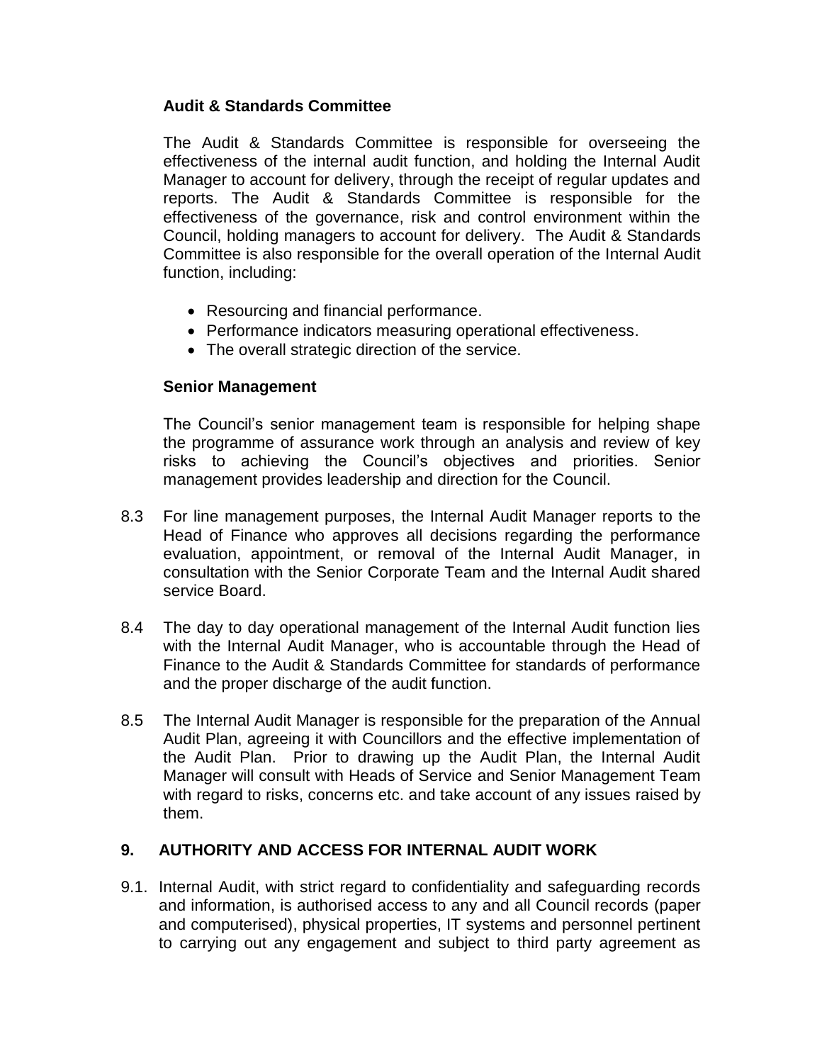**Audit & Standards Committee**

The Audit & Standards Committee is responsible for overseeing the effectiveness of the internal audit function, and holding the Internal Audit Manager to account for delivery, through the receipt of regular updates and reports. The Audit & Standards Committee is responsible for the effectiveness of the governance, risk and control environment within the Council, holding managers to account for delivery. The Audit & Standards Committee is also responsible for the overall operation of the Internal Audit function, including:

- Resourcing and financial performance.
- Performance indicators measuring operational effectiveness.
- The overall strategic direction of the service.

**Senior Management**

The Council's senior management team is responsible for helping shape the programme of assurance work through an analysis and review of key risks to achieving the Council's objectives and priorities. Senior management provides leadership and direction for the Council.

8.3 For line management purposes, the Internal Audit Manager reports to the Head of Finance who approves all decisions regarding the performance evaluation, appointment, or removal of the Internal Audit Manager, in consultation with the Senior Corporate Team and the Internal Audit shared service Board.

8.4 The day to day operational management of the Internal Audit function lies with the Internal Audit Manager, who is accountable through the Head of Finance to the Audit & Standards Committee for standards of performance and the proper discharge of the audit function.

8.5 The Internal Audit Manager is responsible for the preparation of the Annual Audit Plan, agreeing it with Councillors and the effective implementation of the Audit Plan. Prior to drawing up the Audit Plan, the Internal Audit Manager will consult with Heads of Service and Senior Management Team with regard to risks, concerns etc. and take account of any issues raised by them.

## 9. AUTHORITY AND ACCESS FOR INTERNAL AUDIT WORK

9.1. Internal Audit, with strict regard to confidentiality and safeguarding records and information, is authorised access to any and all Council records (paper and computerised), physical properties, IT systems and personnel pertinent to carrying out any engagement and subject to third party agreement as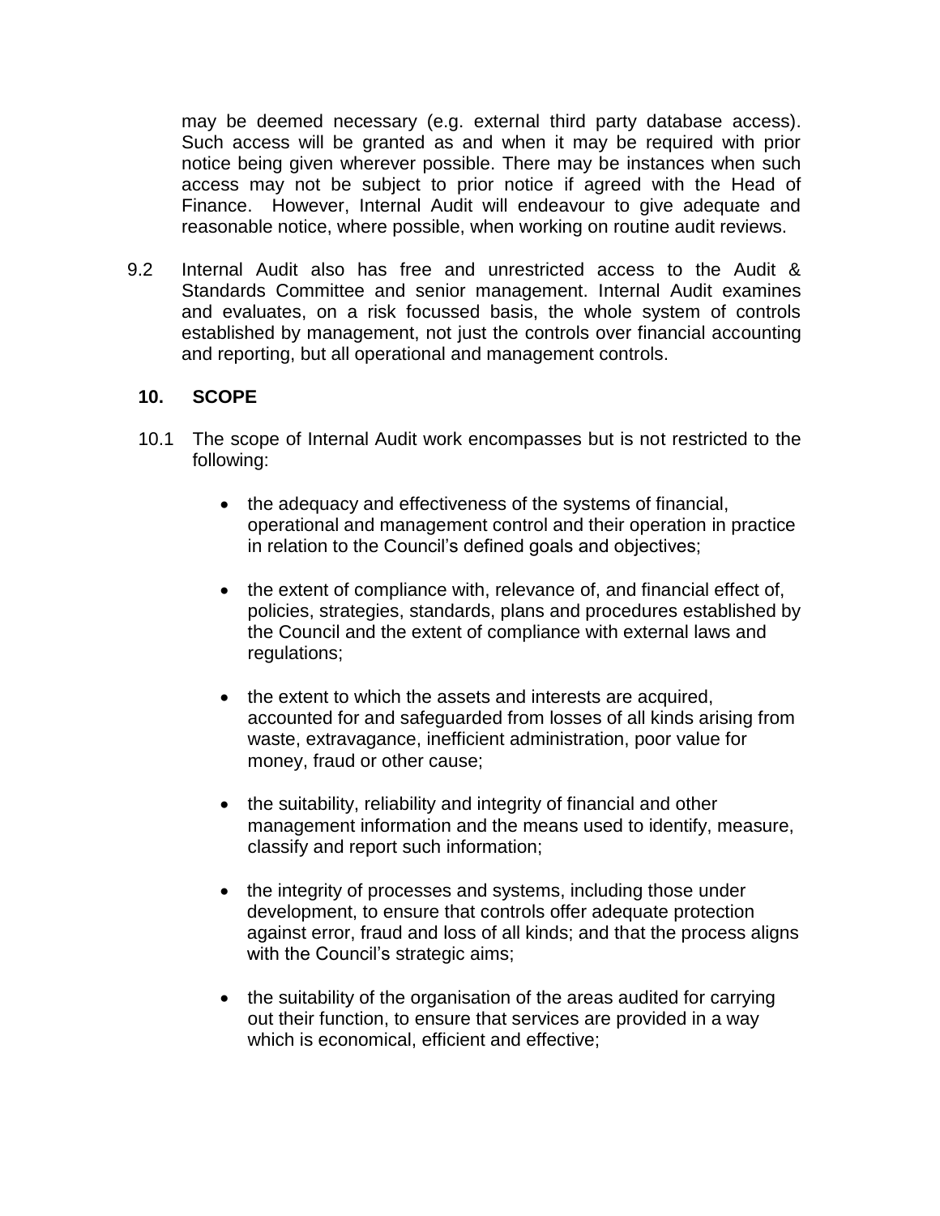may be deemed necessary (e.g. external third party database access). Such access will be granted as and when it may be required with prior notice being given wherever possible. There may be instances when such access may not be subject to prior notice if agreed with the Head of Finance. However, Internal Audit will endeavour to give adequate and reasonable notice, where possible, when working on routine audit reviews.

9.2 Internal Audit also has free and unrestricted access to the Audit & Standards Committee and senior management. Internal Audit examines and evaluates, on a risk focussed basis, the whole system of controls established by management, not just the controls over financial accounting and reporting, but all operational and management controls.

## 10. SCOPE

10.1 The scope of Internal Audit work encompasses but is not restricted to the following:

- the adequacy and effectiveness of the systems of financial, operational and management control and their operation in practice in relation to the Council's defined goals and objectives;
- the extent of compliance with, relevance of, and financial effect of, policies, strategies, standards, plans and procedures established by the Council and the extent of compliance with external laws and regulations;
- the extent to which the assets and interests are acquired, accounted for and safeguarded from losses of all kinds arising from waste, extravagance, inefficient administration, poor value for money, fraud or other cause;
- the suitability, reliability and integrity of financial and other management information and the means used to identify, measure, classify and report such information;
- the integrity of processes and systems, including those under development, to ensure that controls offer adequate protection against error, fraud and loss of all kinds; and that the process aligns with the Council's strategic aims;
- the suitability of the organisation of the areas audited for carrying out their function, to ensure that services are provided in a way which is economical, efficient and effective;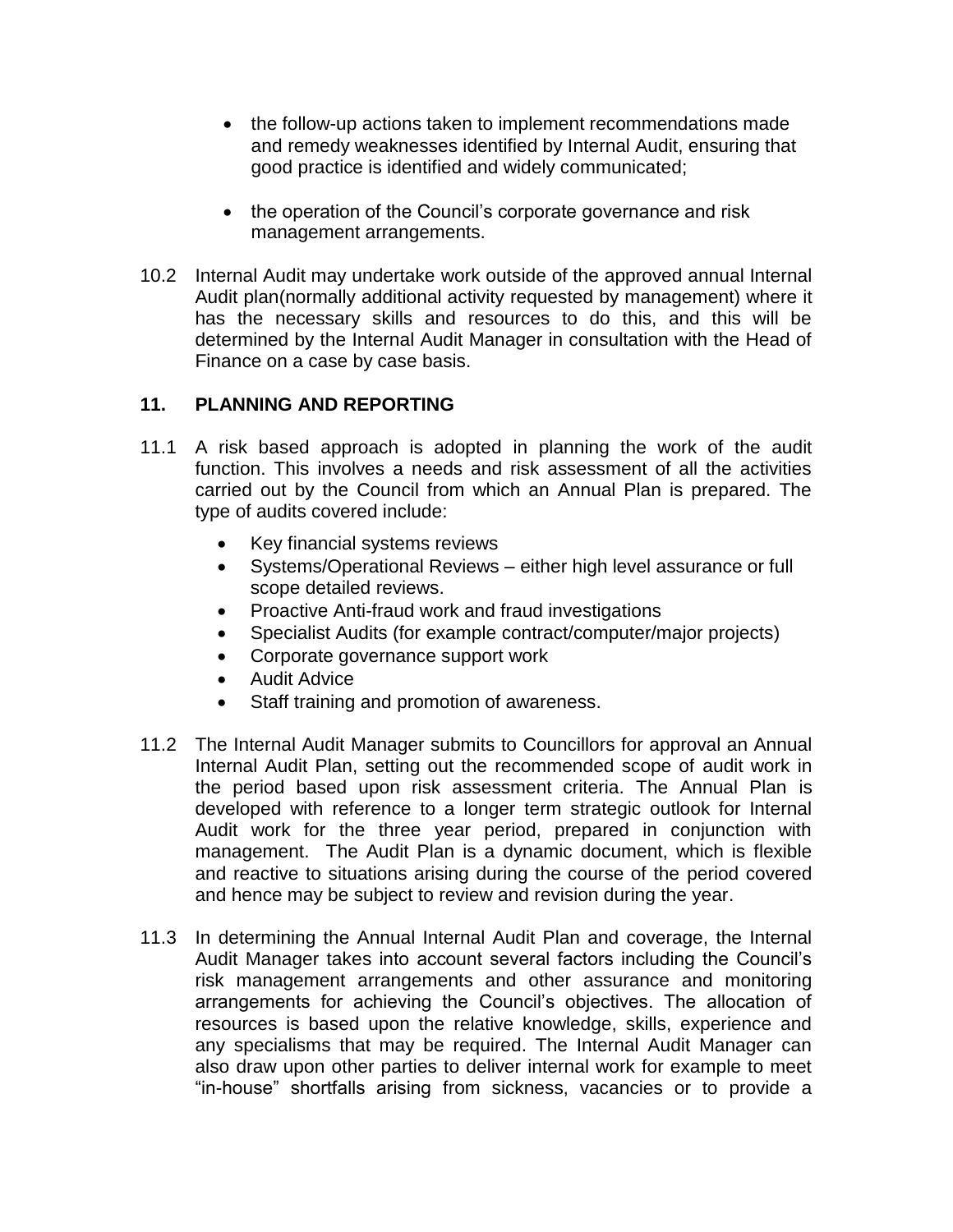- the follow-up actions taken to implement recommendations made and remedy weaknesses identified by Internal Audit, ensuring that good practice is identified and widely communicated;

- the operation of the Council's corporate governance and risk management arrangements.

10.2 Internal Audit may undertake work outside of the approved annual Internal Audit plan(normally additional activity requested by management) where it has the necessary skills and resources to do this, and this will be determined by the Internal Audit Manager in consultation with the Head of Finance on a case by case basis.

## 11. PLANNING AND REPORTING

11.1 A risk based approach is adopted in planning the work of the audit function. This involves a needs and risk assessment of all the activities carried out by the Council from which an Annual Plan is prepared. The type of audits covered include:

- Key financial systems reviews
- Systems/Operational Reviews – either high level assurance or full scope detailed reviews.
- Proactive Anti-fraud work and fraud investigations
- Specialist Audits (for example contract/computer/major projects)
- Corporate governance support work
- Audit Advice
- Staff training and promotion of awareness.

11.2 The Internal Audit Manager submits to Councillors for approval an Annual Internal Audit Plan, setting out the recommended scope of audit work in the period based upon risk assessment criteria. The Annual Plan is developed with reference to a longer term strategic outlook for Internal Audit work for the three year period, prepared in conjunction with management. The Audit Plan is a dynamic document, which is flexible and reactive to situations arising during the course of the period covered and hence may be subject to review and revision during the year.

11.3 In determining the Annual Internal Audit Plan and coverage, the Internal Audit Manager takes into account several factors including the Council's risk management arrangements and other assurance and monitoring arrangements for achieving the Council's objectives. The allocation of resources is based upon the relative knowledge, skills, experience and any specialisms that may be required. The Internal Audit Manager can also draw upon other parties to deliver internal work for example to meet "in-house" shortfalls arising from sickness, vacancies or to provide a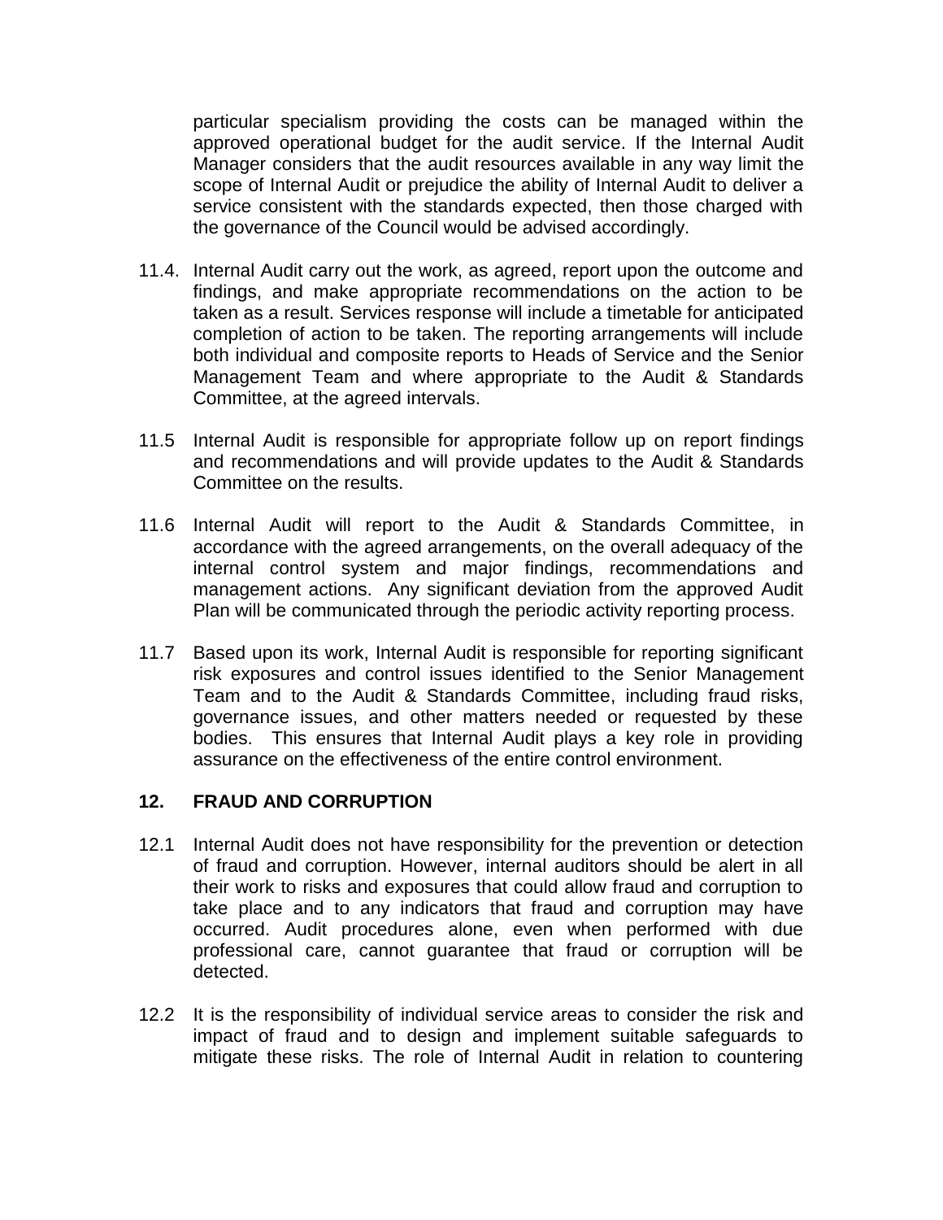particular specialism providing the costs can be managed within the approved operational budget for the audit service. If the Internal Audit Manager considers that the audit resources available in any way limit the scope of Internal Audit or prejudice the ability of Internal Audit to deliver a service consistent with the standards expected, then those charged with the governance of the Council would be advised accordingly.

11.4. Internal Audit carry out the work, as agreed, report upon the outcome and findings, and make appropriate recommendations on the action to be taken as a result. Services response will include a timetable for anticipated completion of action to be taken. The reporting arrangements will include both individual and composite reports to Heads of Service and the Senior Management Team and where appropriate to the Audit & Standards Committee, at the agreed intervals.

11.5 Internal Audit is responsible for appropriate follow up on report findings and recommendations and will provide updates to the Audit & Standards Committee on the results.

11.6 Internal Audit will report to the Audit & Standards Committee, in accordance with the agreed arrangements, on the overall adequacy of the internal control system and major findings, recommendations and management actions. Any significant deviation from the approved Audit Plan will be communicated through the periodic activity reporting process.

11.7 Based upon its work, Internal Audit is responsible for reporting significant risk exposures and control issues identified to the Senior Management Team and to the Audit & Standards Committee, including fraud risks, governance issues, and other matters needed or requested by these bodies. This ensures that Internal Audit plays a key role in providing assurance on the effectiveness of the entire control environment.

## 12. FRAUD AND CORRUPTION

12.1 Internal Audit does not have responsibility for the prevention or detection of fraud and corruption. However, internal auditors should be alert in all their work to risks and exposures that could allow fraud and corruption to take place and to any indicators that fraud and corruption may have occurred. Audit procedures alone, even when performed with due professional care, cannot guarantee that fraud or corruption will be detected.

12.2 It is the responsibility of individual service areas to consider the risk and impact of fraud and to design and implement suitable safeguards to mitigate these risks. The role of Internal Audit in relation to countering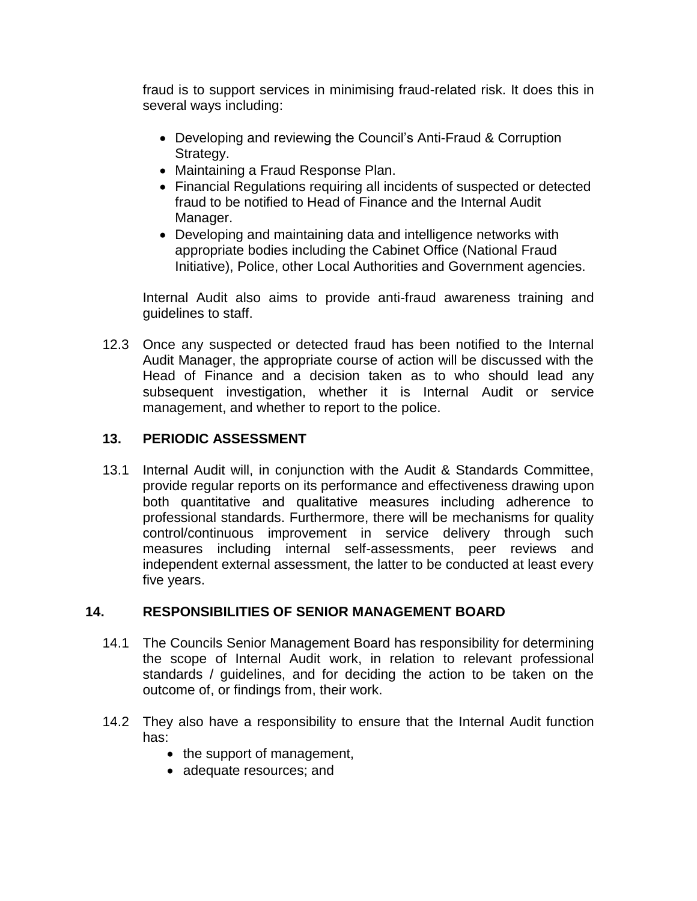fraud is to support services in minimising fraud-related risk. It does this in several ways including:

- Developing and reviewing the Council's Anti-Fraud & Corruption Strategy.
- Maintaining a Fraud Response Plan.
- Financial Regulations requiring all incidents of suspected or detected fraud to be notified to Head of Finance and the Internal Audit Manager.
- Developing and maintaining data and intelligence networks with appropriate bodies including the Cabinet Office (National Fraud Initiative), Police, other Local Authorities and Government agencies.

Internal Audit also aims to provide anti-fraud awareness training and guidelines to staff.

12.3 Once any suspected or detected fraud has been notified to the Internal Audit Manager, the appropriate course of action will be discussed with the Head of Finance and a decision taken as to who should lead any subsequent investigation, whether it is Internal Audit or service management, and whether to report to the police.

## 13. PERIODIC ASSESSMENT

13.1 Internal Audit will, in conjunction with the Audit & Standards Committee, provide regular reports on its performance and effectiveness drawing upon both quantitative and qualitative measures including adherence to professional standards. Furthermore, there will be mechanisms for quality control/continuous improvement in service delivery through such measures including internal self-assessments, peer reviews and independent external assessment, the latter to be conducted at least every five years.

## 14. RESPONSIBILITIES OF SENIOR MANAGEMENT BOARD

14.1 The Councils Senior Management Board has responsibility for determining the scope of Internal Audit work, in relation to relevant professional standards / guidelines, and for deciding the action to be taken on the outcome of, or findings from, their work.

14.2 They also have a responsibility to ensure that the Internal Audit function has:

- the support of management,
- adequate resources; and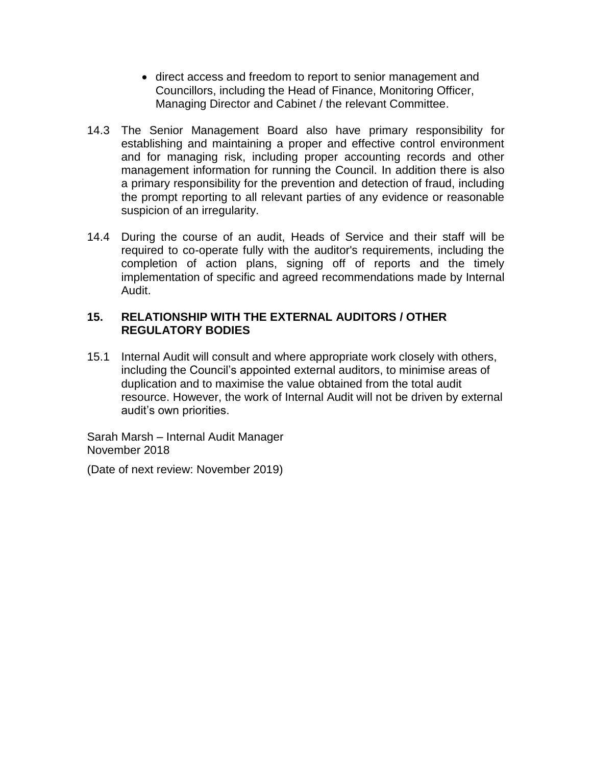- direct access and freedom to report to senior management and Councillors, including the Head of Finance, Monitoring Officer, Managing Director and Cabinet / the relevant Committee.

14.3 The Senior Management Board also have primary responsibility for establishing and maintaining a proper and effective control environment and for managing risk, including proper accounting records and other management information for running the Council. In addition there is also a primary responsibility for the prevention and detection of fraud, including the prompt reporting to all relevant parties of any evidence or reasonable suspicion of an irregularity.

14.4 During the course of an audit, Heads of Service and their staff will be required to co-operate fully with the auditor's requirements, including the completion of action plans, signing off of reports and the timely implementation of specific and agreed recommendations made by Internal Audit.

## 15. RELATIONSHIP WITH THE EXTERNAL AUDITORS / OTHER REGULATORY BODIES

15.1 Internal Audit will consult and where appropriate work closely with others, including the Council's appointed external auditors, to minimise areas of duplication and to maximise the value obtained from the total audit resource. However, the work of Internal Audit will not be driven by external audit's own priorities.

Sarah Marsh – Internal Audit Manager
November 2018

(Date of next review: November 2019)